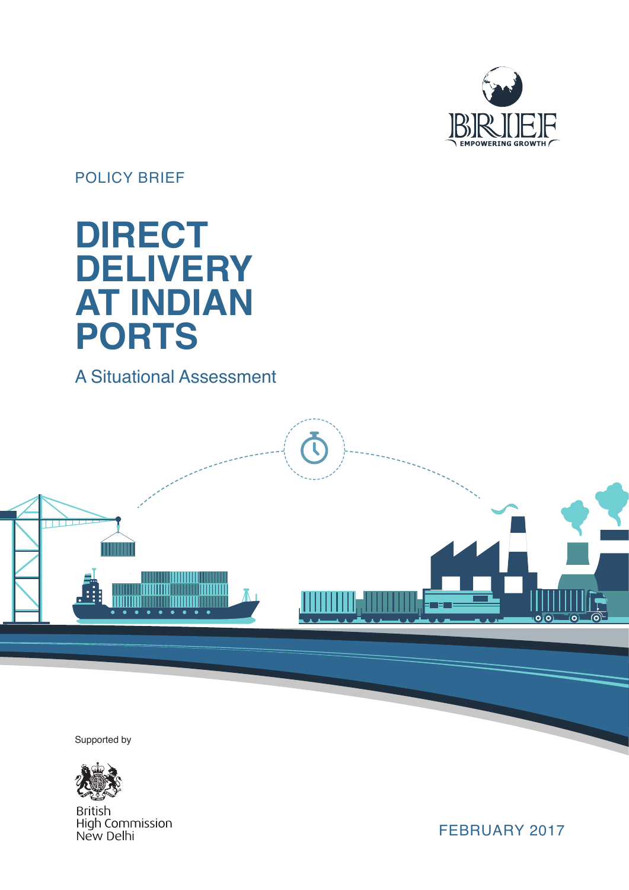BRIEF
EMPOWERING GROWTH

POLICY BRIEF

# DIRECT DELIVERY AT INDIAN PORTS

## A Situational Assessment

Supported by

British
High Commission
New Delhi

FEBRUARY 2017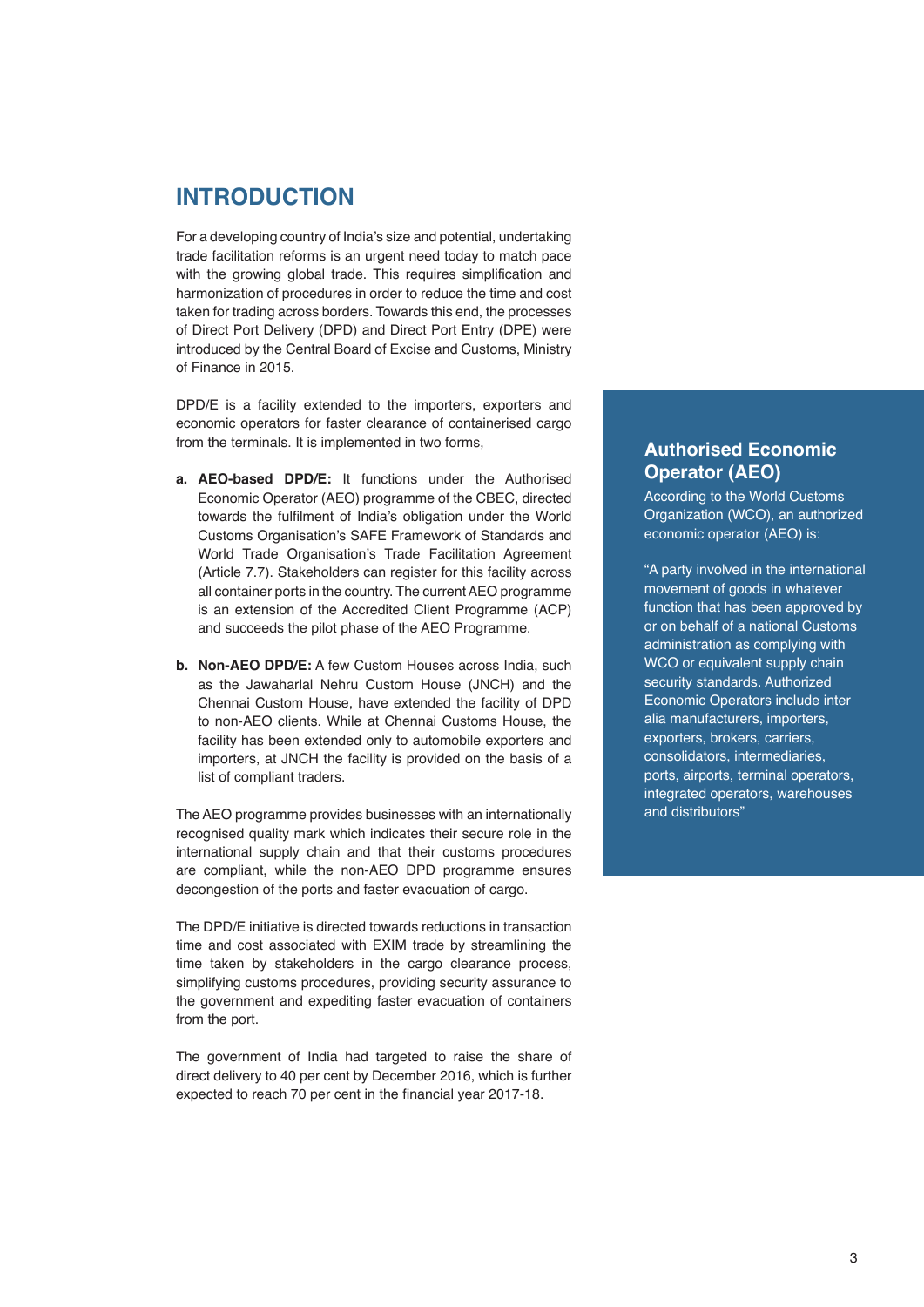# INTRODUCTION

For a developing country of India's size and potential, undertaking trade facilitation reforms is an urgent need today to match pace with the growing global trade. This requires simplification and harmonization of procedures in order to reduce the time and cost taken for trading across borders. Towards this end, the processes of Direct Port Delivery (DPD) and Direct Port Entry (DPE) were introduced by the Central Board of Excise and Customs, Ministry of Finance in 2015.

DPD/E is a facility extended to the importers, exporters and economic operators for faster clearance of containerised cargo from the terminals. It is implemented in two forms,

a. **AEO-based DPD/E:** It functions under the Authorised Economic Operator (AEO) programme of the CBEC, directed towards the fulfilment of India's obligation under the World Customs Organisation's SAFE Framework of Standards and World Trade Organisation's Trade Facilitation Agreement (Article 7.7). Stakeholders can register for this facility across all container ports in the country. The current AEO programme is an extension of the Accredited Client Programme (ACP) and succeeds the pilot phase of the AEO Programme.

b. **Non-AEO DPD/E:** A few Custom Houses across India, such as the Jawaharlal Nehru Custom House (JNCH) and the Chennai Custom House, have extended the facility of DPD to non-AEO clients. While at Chennai Customs House, the facility has been extended only to automobile exporters and importers, at JNCH the facility is provided on the basis of a list of compliant traders.

The AEO programme provides businesses with an internationally recognised quality mark which indicates their secure role in the international supply chain and that their customs procedures are compliant, while the non-AEO DPD programme ensures decongestion of the ports and faster evacuation of cargo.

The DPD/E initiative is directed towards reductions in transaction time and cost associated with EXIM trade by streamlining the time taken by stakeholders in the cargo clearance process, simplifying customs procedures, providing security assurance to the government and expediting faster evacuation of containers from the port.

The government of India had targeted to raise the share of direct delivery to 40 per cent by December 2016, which is further expected to reach 70 per cent in the financial year 2017-18.

## Authorised Economic Operator (AEO)

According to the World Customs Organization (WCO), an authorized economic operator (AEO) is:

"A party involved in the international movement of goods in whatever function that has been approved by or on behalf of a national Customs administration as complying with WCO or equivalent supply chain security standards. Authorized Economic Operators include inter alia manufacturers, importers, exporters, brokers, carriers, consolidators, intermediaries, ports, airports, terminal operators, integrated operators, warehouses and distributors"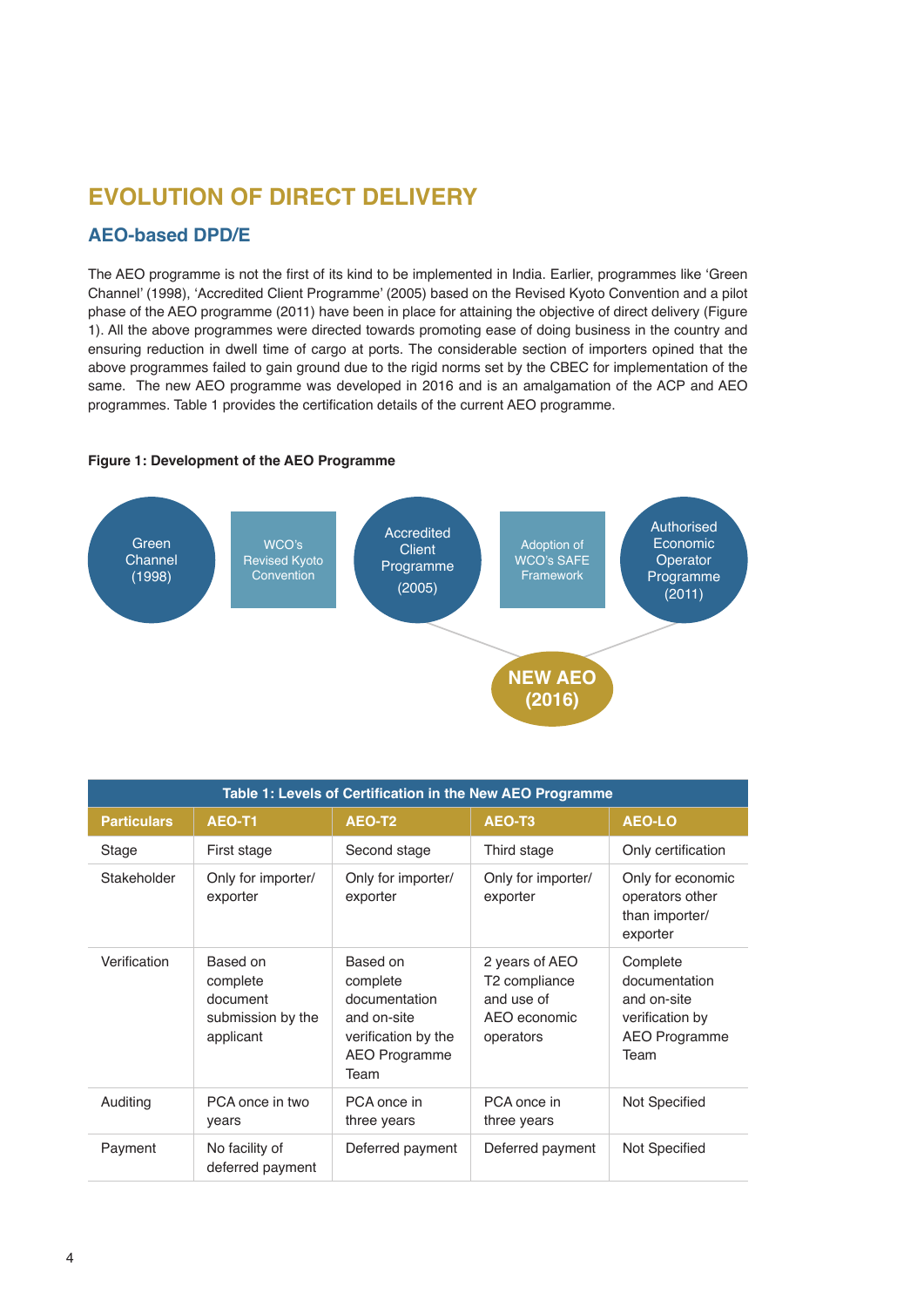# EVOLUTION OF DIRECT DELIVERY

## AEO-based DPD/E

The AEO programme is not the first of its kind to be implemented in India. Earlier, programmes like 'Green Channel' (1998), 'Accredited Client Programme' (2005) based on the Revised Kyoto Convention and a pilot phase of the AEO programme (2011) have been in place for attaining the objective of direct delivery (Figure 1). All the above programmes were directed towards promoting ease of doing business in the country and ensuring reduction in dwell time of cargo at ports. The considerable section of importers opined that the above programmes failed to gain ground due to the rigid norms set by the CBEC for implementation of the same. The new AEO programme was developed in 2016 and is an amalgamation of the ACP and AEO programmes. Table 1 provides the certification details of the current AEO programme.

**Figure 1: Development of the AEO Programme**

Green Channel (1998) → WCO's Revised Kyoto Convention → Accredited Client Programme (2005) → Adoption of WCO's SAFE Framework → Authorised Economic Operator Programme (2011)

Accredited Client Programme (2005) + Authorised Economic Operator Programme (2011) → **NEW AEO (2016)**

| Table 1: Levels of Certification in the New AEO Programme | | | | |
|---|---|---|---|---|
| **Particulars** | **AEO-T1** | **AEO-T2** | **AEO-T3** | **AEO-LO** |
| Stage | First stage | Second stage | Third stage | Only certification |
| Stakeholder | Only for importer/ exporter | Only for importer/ exporter | Only for importer/ exporter | Only for economic operators other than importer/ exporter |
| Verification | Based on complete document submission by the applicant | Based on complete documentation and on-site verification by the AEO Programme Team | 2 years of AEO T2 compliance and use of AEO economic operators | Complete documentation and on-site verification by AEO Programme Team |
| Auditing | PCA once in two years | PCA once in three years | PCA once in three years | Not Specified |
| Payment | No facility of deferred payment | Deferred payment | Deferred payment | Not Specified |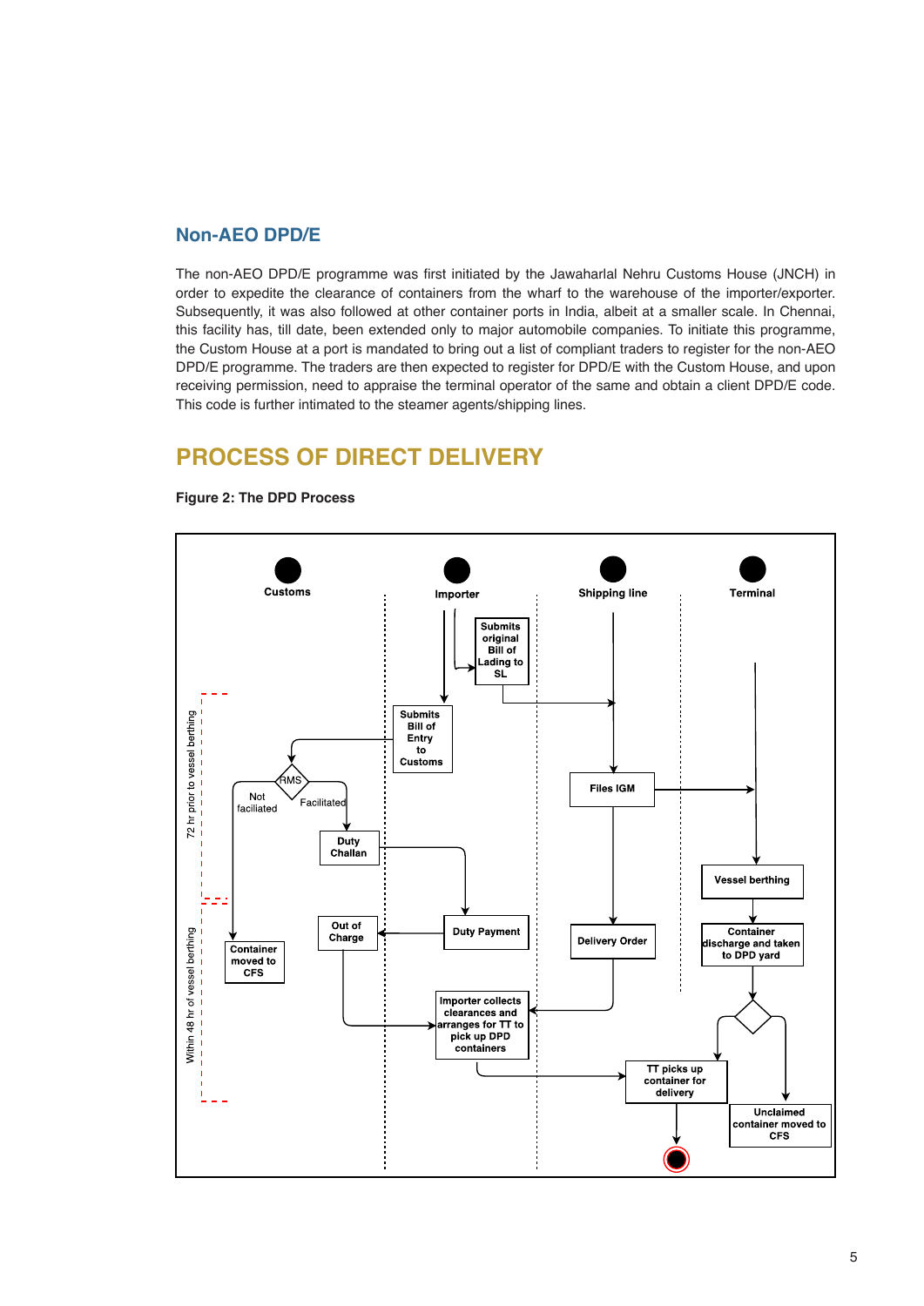## Non-AEO DPD/E

The non-AEO DPD/E programme was first initiated by the Jawaharlal Nehru Customs House (JNCH) in order to expedite the clearance of containers from the wharf to the warehouse of the importer/exporter. Subsequently, it was also followed at other container ports in India, albeit at a smaller scale. In Chennai, this facility has, till date, been extended only to major automobile companies. To initiate this programme, the Custom House at a port is mandated to bring out a list of compliant traders to register for the non-AEO DPD/E programme. The traders are then expected to register for DPD/E with the Custom House, and upon receiving permission, need to appraise the terminal operator of the same and obtain a client DPD/E code. This code is further intimated to the steamer agents/shipping lines.

# PROCESS OF DIRECT DELIVERY

**Figure 2: The DPD Process**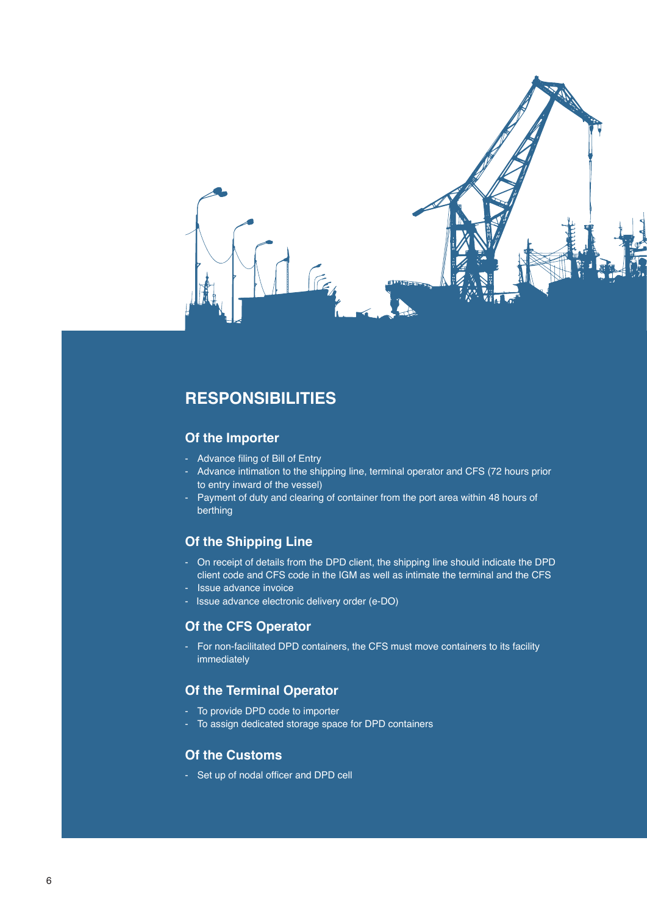# RESPONSIBILITIES

## Of the Importer

- Advance filing of Bill of Entry
- Advance intimation to the shipping line, terminal operator and CFS (72 hours prior to entry inward of the vessel)
- Payment of duty and clearing of container from the port area within 48 hours of berthing

## Of the Shipping Line

- On receipt of details from the DPD client, the shipping line should indicate the DPD client code and CFS code in the IGM as well as intimate the terminal and the CFS
- Issue advance invoice
- Issue advance electronic delivery order (e-DO)

## Of the CFS Operator

- For non-facilitated DPD containers, the CFS must move containers to its facility immediately

## Of the Terminal Operator

- To provide DPD code to importer
- To assign dedicated storage space for DPD containers

## Of the Customs

- Set up of nodal officer and DPD cell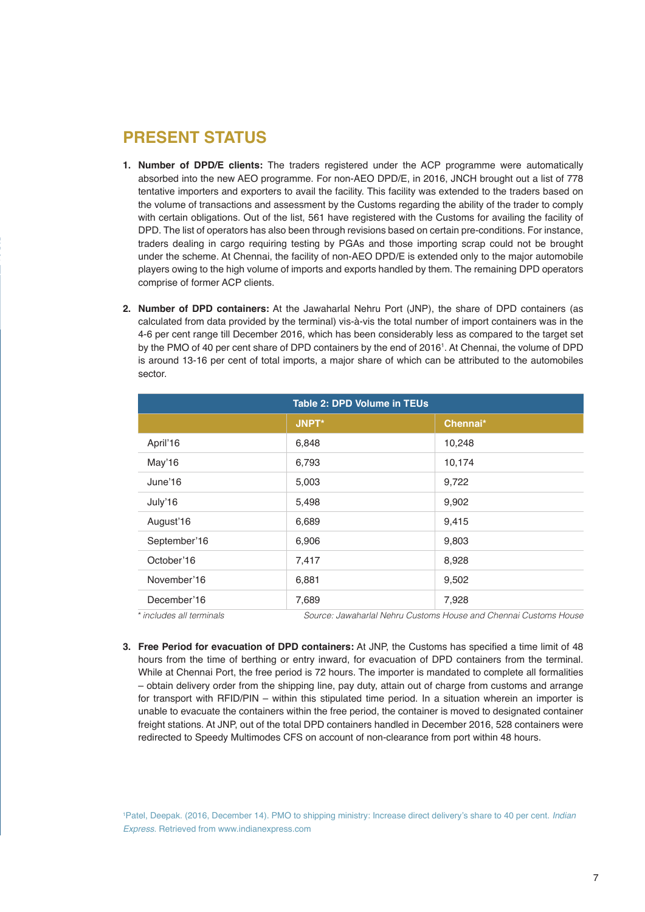## PRESENT STATUS

1. **Number of DPD/E clients:** The traders registered under the ACP programme were automatically absorbed into the new AEO programme. For non-AEO DPD/E, in 2016, JNCH brought out a list of 778 tentative importers and exporters to avail the facility. This facility was extended to the traders based on the volume of transactions and assessment by the Customs regarding the ability of the trader to comply with certain obligations. Out of the list, 561 have registered with the Customs for availing the facility of DPD. The list of operators has also been through revisions based on certain pre-conditions. For instance, traders dealing in cargo requiring testing by PGAs and those importing scrap could not be brought under the scheme. At Chennai, the facility of non-AEO DPD/E is extended only to the major automobile players owing to the high volume of imports and exports handled by them. The remaining DPD operators comprise of former ACP clients.

2. **Number of DPD containers:** At the Jawaharlal Nehru Port (JNP), the share of DPD containers (as calculated from data provided by the terminal) vis-à-vis the total number of import containers was in the 4-6 per cent range till December 2016, which has been considerably less as compared to the target set by the PMO of 40 per cent share of DPD containers by the end of 2016[1]. At Chennai, the volume of DPD is around 13-16 per cent of total imports, a major share of which can be attributed to the automobiles sector.

**Table 2: DPD Volume in TEUs**

| | JNPT* | Chennai* |
|---|---|---|
| April'16 | 6,848 | 10,248 |
| May'16 | 6,793 | 10,174 |
| June'16 | 5,003 | 9,722 |
| July'16 | 5,498 | 9,902 |
| August'16 | 6,689 | 9,415 |
| September'16 | 6,906 | 9,803 |
| October'16 | 7,417 | 8,928 |
| November'16 | 6,881 | 9,502 |
| December'16 | 7,689 | 7,928 |

*\* includes all terminals*

*Source: Jawaharlal Nehru Customs House and Chennai Customs House*

3. **Free Period for evacuation of DPD containers:** At JNP, the Customs has specified a time limit of 48 hours from the time of berthing or entry inward, for evacuation of DPD containers from the terminal. While at Chennai Port, the free period is 72 hours. The importer is mandated to complete all formalities – obtain delivery order from the shipping line, pay duty, attain out of charge from customs and arrange for transport with RFID/PIN – within this stipulated time period. In a situation wherein an importer is unable to evacuate the containers within the free period, the container is moved to designated container freight stations. At JNP, out of the total DPD containers handled in December 2016, 528 containers were redirected to Speedy Multimodes CFS on account of non-clearance from port within 48 hours.

[1] Patel, Deepak. (2016, December 14). PMO to shipping ministry: Increase direct delivery's share to 40 per cent. *Indian Express.* Retrieved from www.indianexpress.com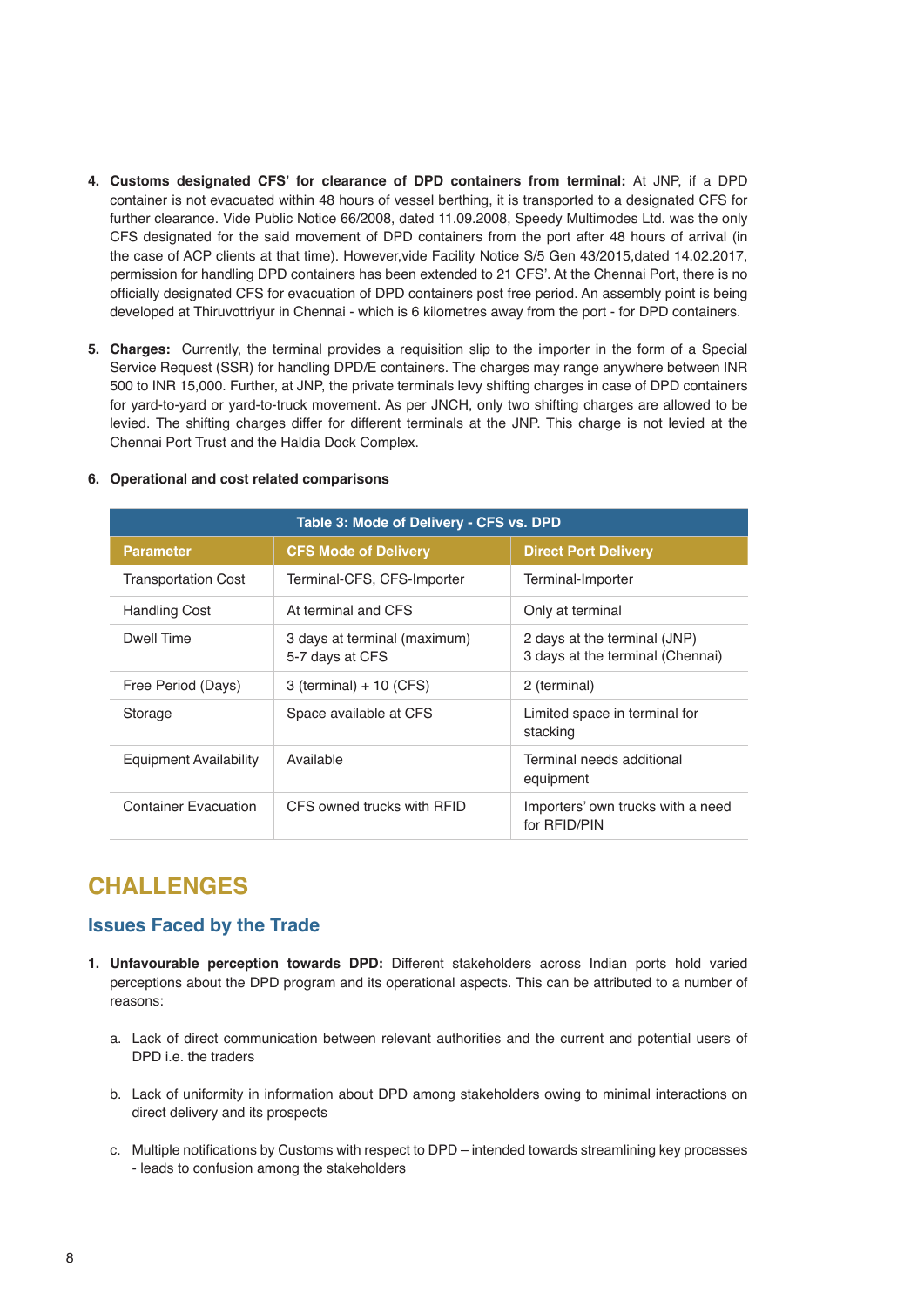4. **Customs designated CFS' for clearance of DPD containers from terminal:** At JNP, if a DPD container is not evacuated within 48 hours of vessel berthing, it is transported to a designated CFS for further clearance. Vide Public Notice 66/2008, dated 11.09.2008, Speedy Multimodes Ltd. was the only CFS designated for the said movement of DPD containers from the port after 48 hours of arrival (in the case of ACP clients at that time). However,vide Facility Notice S/5 Gen 43/2015,dated 14.02.2017, permission for handling DPD containers has been extended to 21 CFS'. At the Chennai Port, there is no officially designated CFS for evacuation of DPD containers post free period. An assembly point is being developed at Thiruvottriyur in Chennai - which is 6 kilometres away from the port - for DPD containers.

5. **Charges:** Currently, the terminal provides a requisition slip to the importer in the form of a Special Service Request (SSR) for handling DPD/E containers. The charges may range anywhere between INR 500 to INR 15,000. Further, at JNP, the private terminals levy shifting charges in case of DPD containers for yard-to-yard or yard-to-truck movement. As per JNCH, only two shifting charges are allowed to be levied. The shifting charges differ for different terminals at the JNP. This charge is not levied at the Chennai Port Trust and the Haldia Dock Complex.

6. **Operational and cost related comparisons**

**Table 3: Mode of Delivery - CFS vs. DPD**

| Parameter | CFS Mode of Delivery | Direct Port Delivery |
|---|---|---|
| Transportation Cost | Terminal-CFS, CFS-Importer | Terminal-Importer |
| Handling Cost | At terminal and CFS | Only at terminal |
| Dwell Time | 3 days at terminal (maximum)<br>5-7 days at CFS | 2 days at the terminal (JNP)<br>3 days at the terminal (Chennai) |
| Free Period (Days) | 3 (terminal) + 10 (CFS) | 2 (terminal) |
| Storage | Space available at CFS | Limited space in terminal for stacking |
| Equipment Availability | Available | Terminal needs additional equipment |
| Container Evacuation | CFS owned trucks with RFID | Importers' own trucks with a need for RFID/PIN |

# CHALLENGES

## Issues Faced by the Trade

1. **Unfavourable perception towards DPD:** Different stakeholders across Indian ports hold varied perceptions about the DPD program and its operational aspects. This can be attributed to a number of reasons:

   a. Lack of direct communication between relevant authorities and the current and potential users of DPD i.e. the traders

   b. Lack of uniformity in information about DPD among stakeholders owing to minimal interactions on direct delivery and its prospects

   c. Multiple notifications by Customs with respect to DPD – intended towards streamlining key processes - leads to confusion among the stakeholders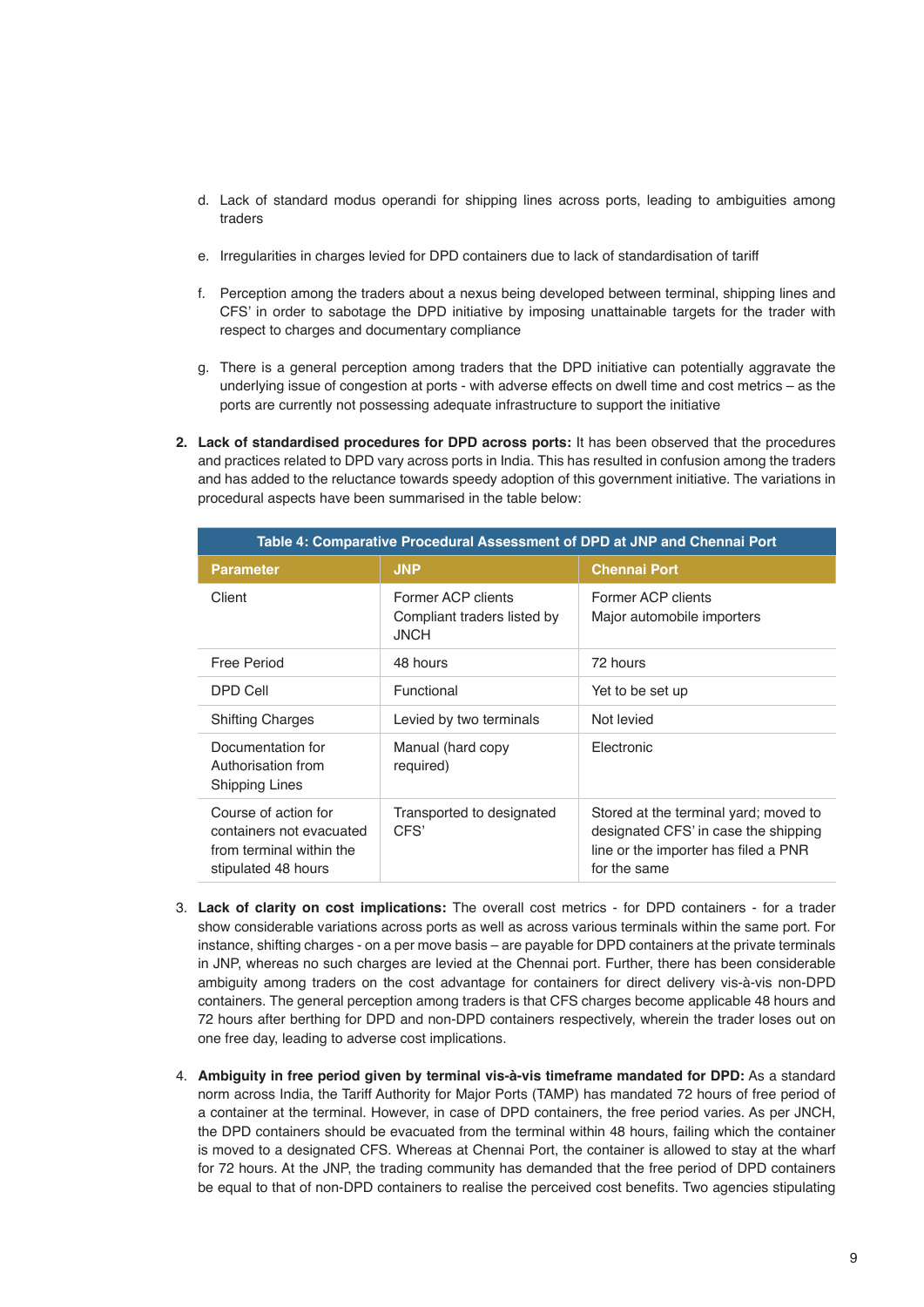d. Lack of standard modus operandi for shipping lines across ports, leading to ambiguities among traders

e. Irregularities in charges levied for DPD containers due to lack of standardisation of tariff

f. Perception among the traders about a nexus being developed between terminal, shipping lines and CFS' in order to sabotage the DPD initiative by imposing unattainable targets for the trader with respect to charges and documentary compliance

g. There is a general perception among traders that the DPD initiative can potentially aggravate the underlying issue of congestion at ports - with adverse effects on dwell time and cost metrics – as the ports are currently not possessing adequate infrastructure to support the initiative

2. **Lack of standardised procedures for DPD across ports:** It has been observed that the procedures and practices related to DPD vary across ports in India. This has resulted in confusion among the traders and has added to the reluctance towards speedy adoption of this government initiative. The variations in procedural aspects have been summarised in the table below:

**Table 4: Comparative Procedural Assessment of DPD at JNP and Chennai Port**

| Parameter | JNP | Chennai Port |
|---|---|---|
| Client | Former ACP clients<br>Compliant traders listed by JNCH | Former ACP clients<br>Major automobile importers |
| Free Period | 48 hours | 72 hours |
| DPD Cell | Functional | Yet to be set up |
| Shifting Charges | Levied by two terminals | Not levied |
| Documentation for Authorisation from Shipping Lines | Manual (hard copy required) | Electronic |
| Course of action for containers not evacuated from terminal within the stipulated 48 hours | Transported to designated CFS' | Stored at the terminal yard; moved to designated CFS' in case the shipping line or the importer has filed a PNR for the same |

3. **Lack of clarity on cost implications:** The overall cost metrics - for DPD containers - for a trader show considerable variations across ports as well as across various terminals within the same port. For instance, shifting charges - on a per move basis – are payable for DPD containers at the private terminals in JNP, whereas no such charges are levied at the Chennai port. Further, there has been considerable ambiguity among traders on the cost advantage for containers for direct delivery vis-à-vis non-DPD containers. The general perception among traders is that CFS charges become applicable 48 hours and 72 hours after berthing for DPD and non-DPD containers respectively, wherein the trader loses out on one free day, leading to adverse cost implications.

4. **Ambiguity in free period given by terminal vis-à-vis timeframe mandated for DPD:** As a standard norm across India, the Tariff Authority for Major Ports (TAMP) has mandated 72 hours of free period of a container at the terminal. However, in case of DPD containers, the free period varies. As per JNCH, the DPD containers should be evacuated from the terminal within 48 hours, failing which the container is moved to a designated CFS. Whereas at Chennai Port, the container is allowed to stay at the wharf for 72 hours. At the JNP, the trading community has demanded that the free period of DPD containers be equal to that of non-DPD containers to realise the perceived cost benefits. Two agencies stipulating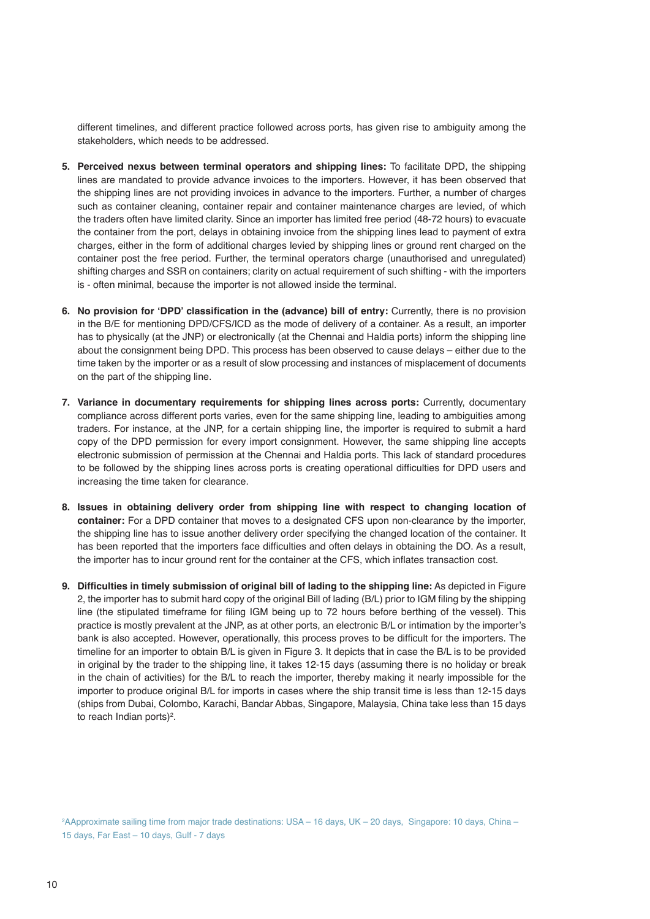different timelines, and different practice followed across ports, has given rise to ambiguity among the stakeholders, which needs to be addressed.

5. **Perceived nexus between terminal operators and shipping lines:** To facilitate DPD, the shipping lines are mandated to provide advance invoices to the importers. However, it has been observed that the shipping lines are not providing invoices in advance to the importers. Further, a number of charges such as container cleaning, container repair and container maintenance charges are levied, of which the traders often have limited clarity. Since an importer has limited free period (48-72 hours) to evacuate the container from the port, delays in obtaining invoice from the shipping lines lead to payment of extra charges, either in the form of additional charges levied by shipping lines or ground rent charged on the container post the free period. Further, the terminal operators charge (unauthorised and unregulated) shifting charges and SSR on containers; clarity on actual requirement of such shifting - with the importers is - often minimal, because the importer is not allowed inside the terminal.

6. **No provision for 'DPD' classification in the (advance) bill of entry:** Currently, there is no provision in the B/E for mentioning DPD/CFS/ICD as the mode of delivery of a container. As a result, an importer has to physically (at the JNP) or electronically (at the Chennai and Haldia ports) inform the shipping line about the consignment being DPD. This process has been observed to cause delays – either due to the time taken by the importer or as a result of slow processing and instances of misplacement of documents on the part of the shipping line.

7. **Variance in documentary requirements for shipping lines across ports:** Currently, documentary compliance across different ports varies, even for the same shipping line, leading to ambiguities among traders. For instance, at the JNP, for a certain shipping line, the importer is required to submit a hard copy of the DPD permission for every import consignment. However, the same shipping line accepts electronic submission of permission at the Chennai and Haldia ports. This lack of standard procedures to be followed by the shipping lines across ports is creating operational difficulties for DPD users and increasing the time taken for clearance.

8. **Issues in obtaining delivery order from shipping line with respect to changing location of container:** For a DPD container that moves to a designated CFS upon non-clearance by the importer, the shipping line has to issue another delivery order specifying the changed location of the container. It has been reported that the importers face difficulties and often delays in obtaining the DO. As a result, the importer has to incur ground rent for the container at the CFS, which inflates transaction cost.

9. **Difficulties in timely submission of original bill of lading to the shipping line:** As depicted in Figure 2, the importer has to submit hard copy of the original Bill of lading (B/L) prior to IGM filing by the shipping line (the stipulated timeframe for filing IGM being up to 72 hours before berthing of the vessel). This practice is mostly prevalent at the JNP, as at other ports, an electronic B/L or intimation by the importer's bank is also accepted. However, operationally, this process proves to be difficult for the importers. The timeline for an importer to obtain B/L is given in Figure 3. It depicts that in case the B/L is to be provided in original by the trader to the shipping line, it takes 12-15 days (assuming there is no holiday or break in the chain of activities) for the B/L to reach the importer, thereby making it nearly impossible for the importer to produce original B/L for imports in cases where the ship transit time is less than 12-15 days (ships from Dubai, Colombo, Karachi, Bandar Abbas, Singapore, Malaysia, China take less than 15 days to reach Indian ports)[2].

[2]AApproximate sailing time from major trade destinations: USA – 16 days, UK – 20 days, Singapore: 10 days, China – 15 days, Far East – 10 days, Gulf - 7 days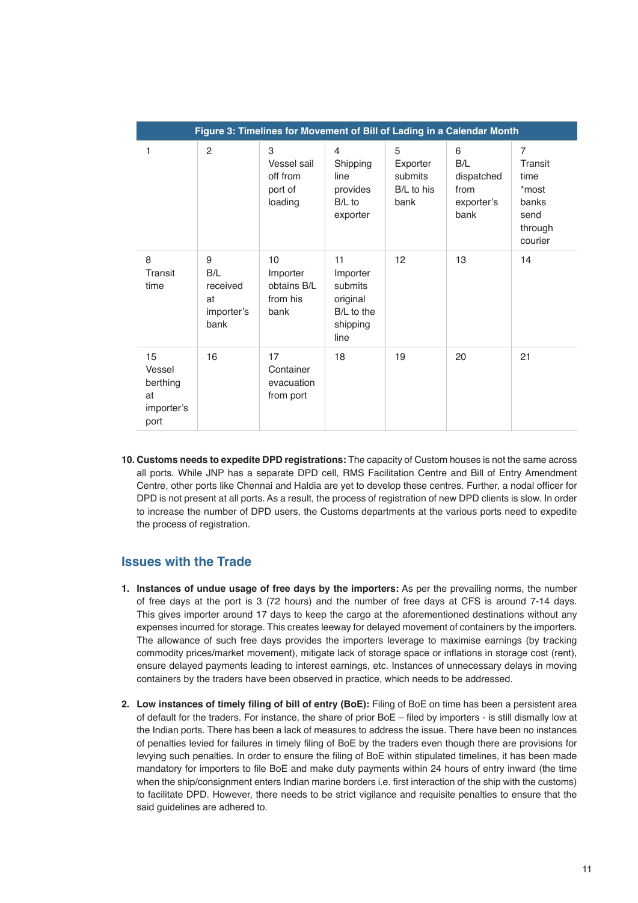**Figure 3: Timelines for Movement of Bill of Lading in a Calendar Month**

| | | | | | | |
|---|---|---|---|---|---|---|
| 1 | 2 | 3 Vessel sail off from port of loading | 4 Shipping line provides B/L to exporter | 5 Exporter submits B/L to his bank | 6 B/L dispatched from exporter's bank | 7 Transit time *most banks send through courier |
| 8 Transit time | 9 B/L received at importer's bank | 10 Importer obtains B/L from his bank | 11 Importer submits original B/L to the shipping line | 12 | 13 | 14 |
| 15 Vessel berthing at importer's port | 16 | 17 Container evacuation from port | 18 | 19 | 20 | 21 |

10. **Customs needs to expedite DPD registrations:** The capacity of Custom houses is not the same across all ports. While JNP has a separate DPD cell, RMS Facilitation Centre and Bill of Entry Amendment Centre, other ports like Chennai and Haldia are yet to develop these centres. Further, a nodal officer for DPD is not present at all ports. As a result, the process of registration of new DPD clients is slow. In order to increase the number of DPD users, the Customs departments at the various ports need to expedite the process of registration.

## Issues with the Trade

1. **Instances of undue usage of free days by the importers:** As per the prevailing norms, the number of free days at the port is 3 (72 hours) and the number of free days at CFS is around 7-14 days. This gives importer around 17 days to keep the cargo at the aforementioned destinations without any expenses incurred for storage. This creates leeway for delayed movement of containers by the importers. The allowance of such free days provides the importers leverage to maximise earnings (by tracking commodity prices/market movement), mitigate lack of storage space or inflations in storage cost (rent), ensure delayed payments leading to interest earnings, etc. Instances of unnecessary delays in moving containers by the traders have been observed in practice, which needs to be addressed.

2. **Low instances of timely filing of bill of entry (BoE):** Filing of BoE on time has been a persistent area of default for the traders. For instance, the share of prior BoE – filed by importers - is still dismally low at the Indian ports. There has been a lack of measures to address the issue. There have been no instances of penalties levied for failures in timely filing of BoE by the traders even though there are provisions for levying such penalties. In order to ensure the filing of BoE within stipulated timelines, it has been made mandatory for importers to file BoE and make duty payments within 24 hours of entry inward (the time when the ship/consignment enters Indian marine borders i.e. first interaction of the ship with the customs) to facilitate DPD. However, there needs to be strict vigilance and requisite penalties to ensure that the said guidelines are adhered to.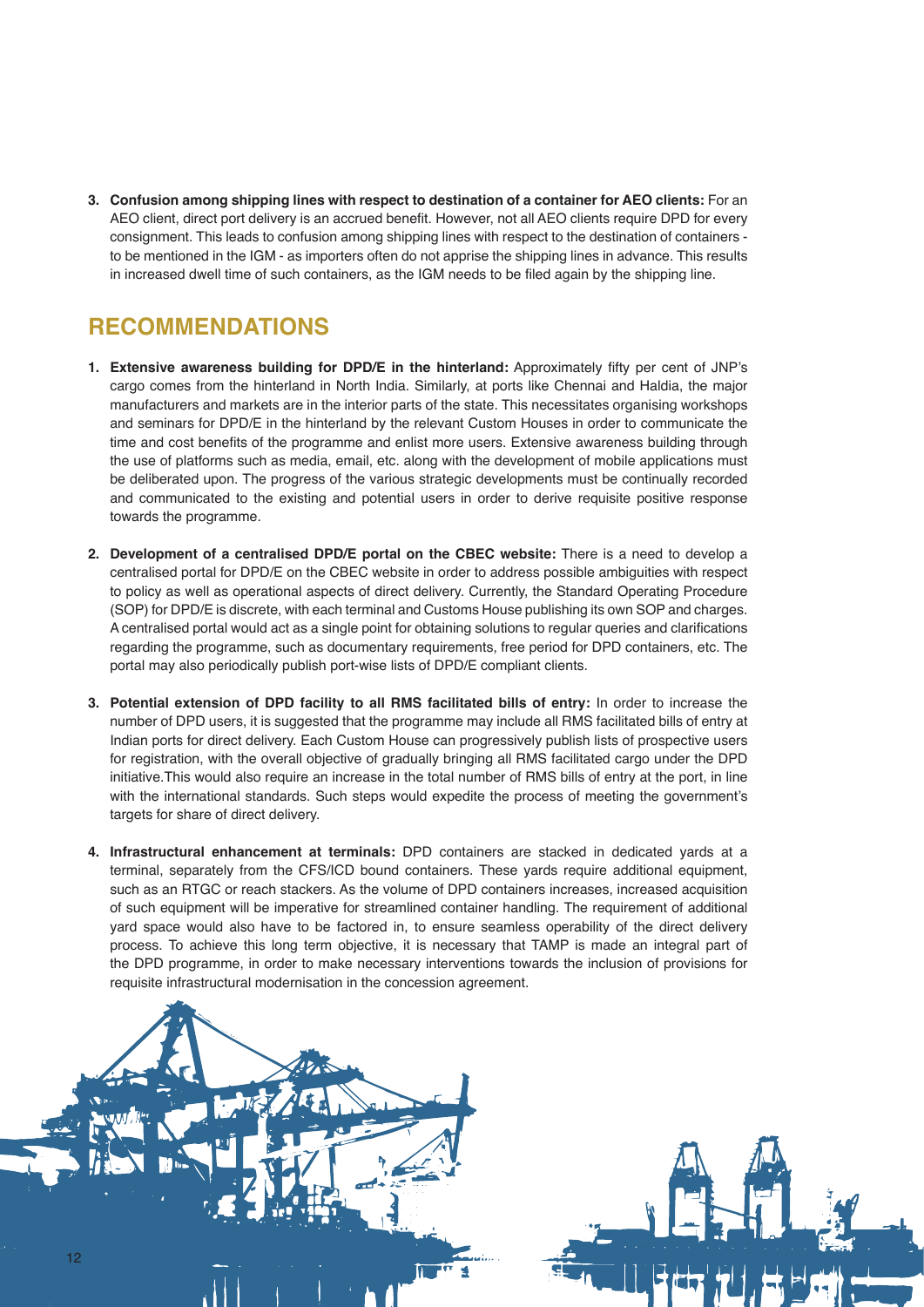3. **Confusion among shipping lines with respect to destination of a container for AEO clients:** For an AEO client, direct port delivery is an accrued benefit. However, not all AEO clients require DPD for every consignment. This leads to confusion among shipping lines with respect to the destination of containers - to be mentioned in the IGM - as importers often do not apprise the shipping lines in advance. This results in increased dwell time of such containers, as the IGM needs to be filed again by the shipping line.

## RECOMMENDATIONS

1. **Extensive awareness building for DPD/E in the hinterland:** Approximately fifty per cent of JNP's cargo comes from the hinterland in North India. Similarly, at ports like Chennai and Haldia, the major manufacturers and markets are in the interior parts of the state. This necessitates organising workshops and seminars for DPD/E in the hinterland by the relevant Custom Houses in order to communicate the time and cost benefits of the programme and enlist more users. Extensive awareness building through the use of platforms such as media, email, etc. along with the development of mobile applications must be deliberated upon. The progress of the various strategic developments must be continually recorded and communicated to the existing and potential users in order to derive requisite positive response towards the programme.

2. **Development of a centralised DPD/E portal on the CBEC website:** There is a need to develop a centralised portal for DPD/E on the CBEC website in order to address possible ambiguities with respect to policy as well as operational aspects of direct delivery. Currently, the Standard Operating Procedure (SOP) for DPD/E is discrete, with each terminal and Customs House publishing its own SOP and charges. A centralised portal would act as a single point for obtaining solutions to regular queries and clarifications regarding the programme, such as documentary requirements, free period for DPD containers, etc. The portal may also periodically publish port-wise lists of DPD/E compliant clients.

3. **Potential extension of DPD facility to all RMS facilitated bills of entry:** In order to increase the number of DPD users, it is suggested that the programme may include all RMS facilitated bills of entry at Indian ports for direct delivery. Each Custom House can progressively publish lists of prospective users for registration, with the overall objective of gradually bringing all RMS facilitated cargo under the DPD initiative.This would also require an increase in the total number of RMS bills of entry at the port, in line with the international standards. Such steps would expedite the process of meeting the government's targets for share of direct delivery.

4. **Infrastructural enhancement at terminals:** DPD containers are stacked in dedicated yards at a terminal, separately from the CFS/ICD bound containers. These yards require additional equipment, such as an RTGC or reach stackers. As the volume of DPD containers increases, increased acquisition of such equipment will be imperative for streamlined container handling. The requirement of additional yard space would also have to be factored in, to ensure seamless operability of the direct delivery process. To achieve this long term objective, it is necessary that TAMP is made an integral part of the DPD programme, in order to make necessary interventions towards the inclusion of provisions for requisite infrastructural modernisation in the concession agreement.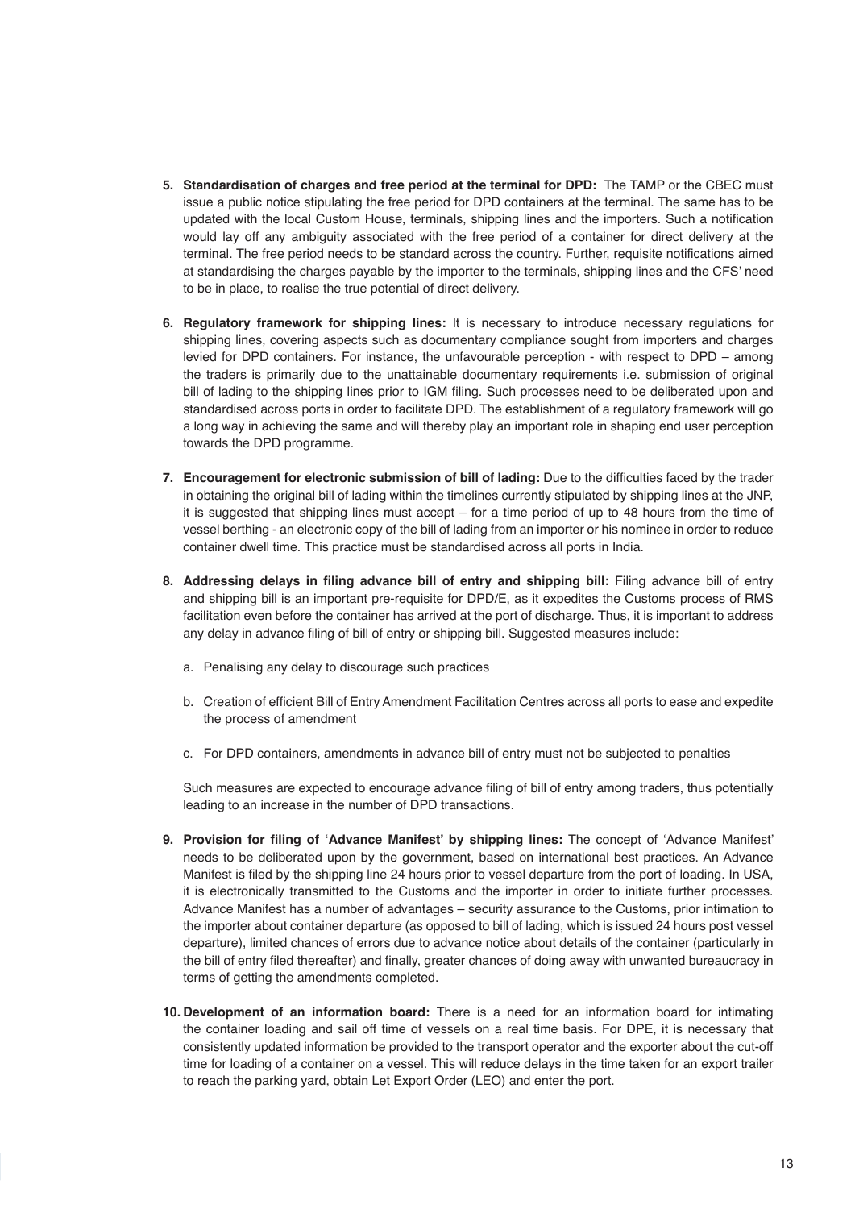5. **Standardisation of charges and free period at the terminal for DPD:** The TAMP or the CBEC must issue a public notice stipulating the free period for DPD containers at the terminal. The same has to be updated with the local Custom House, terminals, shipping lines and the importers. Such a notification would lay off any ambiguity associated with the free period of a container for direct delivery at the terminal. The free period needs to be standard across the country. Further, requisite notifications aimed at standardising the charges payable by the importer to the terminals, shipping lines and the CFS' need to be in place, to realise the true potential of direct delivery.

6. **Regulatory framework for shipping lines:** It is necessary to introduce necessary regulations for shipping lines, covering aspects such as documentary compliance sought from importers and charges levied for DPD containers. For instance, the unfavourable perception - with respect to DPD – among the traders is primarily due to the unattainable documentary requirements i.e. submission of original bill of lading to the shipping lines prior to IGM filing. Such processes need to be deliberated upon and standardised across ports in order to facilitate DPD. The establishment of a regulatory framework will go a long way in achieving the same and will thereby play an important role in shaping end user perception towards the DPD programme.

7. **Encouragement for electronic submission of bill of lading:** Due to the difficulties faced by the trader in obtaining the original bill of lading within the timelines currently stipulated by shipping lines at the JNP, it is suggested that shipping lines must accept – for a time period of up to 48 hours from the time of vessel berthing - an electronic copy of the bill of lading from an importer or his nominee in order to reduce container dwell time. This practice must be standardised across all ports in India.

8. **Addressing delays in filing advance bill of entry and shipping bill:** Filing advance bill of entry and shipping bill is an important pre-requisite for DPD/E, as it expedites the Customs process of RMS facilitation even before the container has arrived at the port of discharge. Thus, it is important to address any delay in advance filing of bill of entry or shipping bill. Suggested measures include:

   a. Penalising any delay to discourage such practices

   b. Creation of efficient Bill of Entry Amendment Facilitation Centres across all ports to ease and expedite the process of amendment

   c. For DPD containers, amendments in advance bill of entry must not be subjected to penalties

   Such measures are expected to encourage advance filing of bill of entry among traders, thus potentially leading to an increase in the number of DPD transactions.

9. **Provision for filing of 'Advance Manifest' by shipping lines:** The concept of 'Advance Manifest' needs to be deliberated upon by the government, based on international best practices. An Advance Manifest is filed by the shipping line 24 hours prior to vessel departure from the port of loading. In USA, it is electronically transmitted to the Customs and the importer in order to initiate further processes. Advance Manifest has a number of advantages – security assurance to the Customs, prior intimation to the importer about container departure (as opposed to bill of lading, which is issued 24 hours post vessel departure), limited chances of errors due to advance notice about details of the container (particularly in the bill of entry filed thereafter) and finally, greater chances of doing away with unwanted bureaucracy in terms of getting the amendments completed.

10. **Development of an information board:** There is a need for an information board for intimating the container loading and sail off time of vessels on a real time basis. For DPE, it is necessary that consistently updated information be provided to the transport operator and the exporter about the cut-off time for loading of a container on a vessel. This will reduce delays in the time taken for an export trailer to reach the parking yard, obtain Let Export Order (LEO) and enter the port.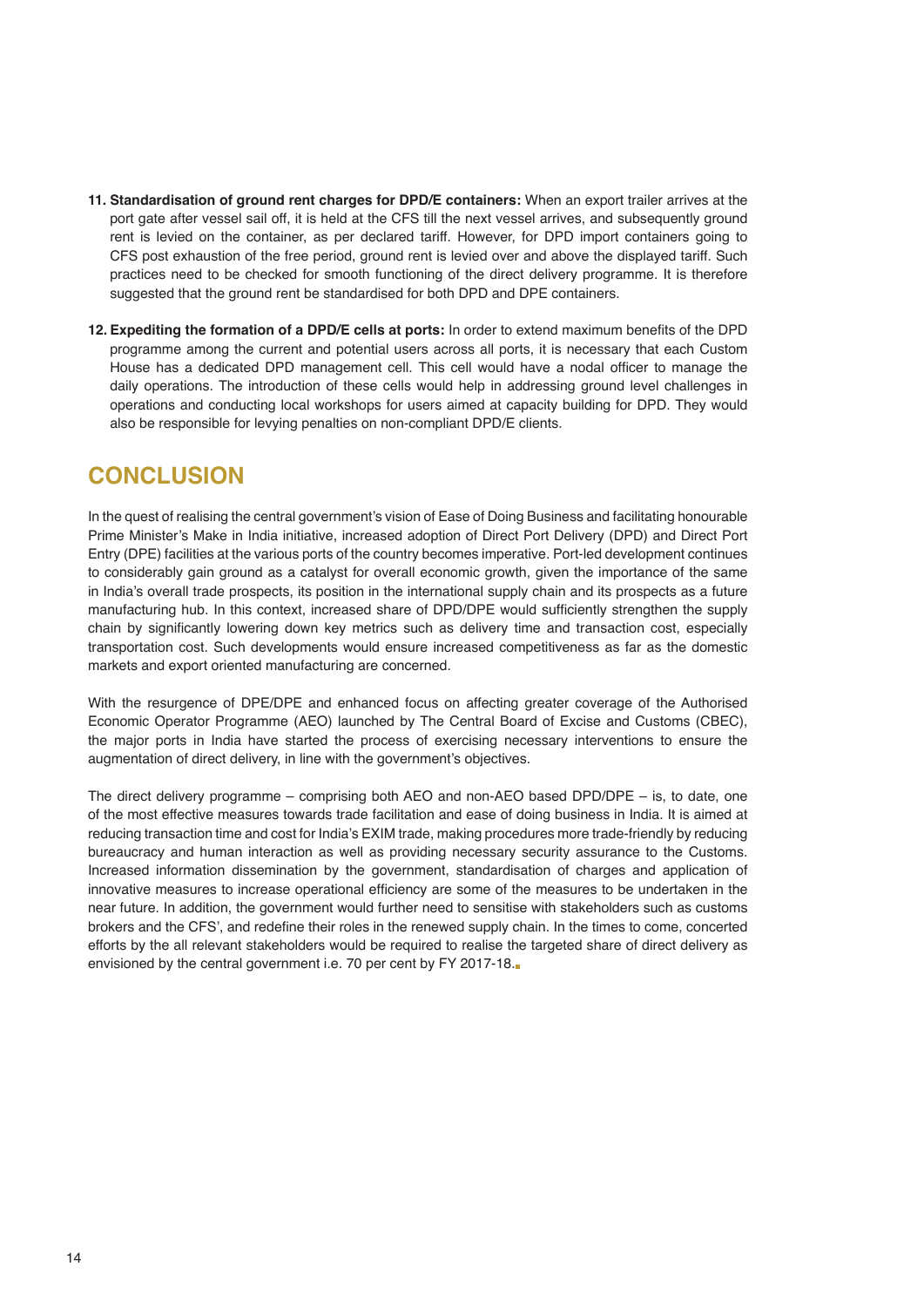11. **Standardisation of ground rent charges for DPD/E containers:** When an export trailer arrives at the port gate after vessel sail off, it is held at the CFS till the next vessel arrives, and subsequently ground rent is levied on the container, as per declared tariff. However, for DPD import containers going to CFS post exhaustion of the free period, ground rent is levied over and above the displayed tariff. Such practices need to be checked for smooth functioning of the direct delivery programme. It is therefore suggested that the ground rent be standardised for both DPD and DPE containers.

12. **Expediting the formation of a DPD/E cells at ports:** In order to extend maximum benefits of the DPD programme among the current and potential users across all ports, it is necessary that each Custom House has a dedicated DPD management cell. This cell would have a nodal officer to manage the daily operations. The introduction of these cells would help in addressing ground level challenges in operations and conducting local workshops for users aimed at capacity building for DPD. They would also be responsible for levying penalties on non-compliant DPD/E clients.

## CONCLUSION

In the quest of realising the central government's vision of Ease of Doing Business and facilitating honourable Prime Minister's Make in India initiative, increased adoption of Direct Port Delivery (DPD) and Direct Port Entry (DPE) facilities at the various ports of the country becomes imperative. Port-led development continues to considerably gain ground as a catalyst for overall economic growth, given the importance of the same in India's overall trade prospects, its position in the international supply chain and its prospects as a future manufacturing hub. In this context, increased share of DPD/DPE would sufficiently strengthen the supply chain by significantly lowering down key metrics such as delivery time and transaction cost, especially transportation cost. Such developments would ensure increased competitiveness as far as the domestic markets and export oriented manufacturing are concerned.

With the resurgence of DPE/DPE and enhanced focus on affecting greater coverage of the Authorised Economic Operator Programme (AEO) launched by The Central Board of Excise and Customs (CBEC), the major ports in India have started the process of exercising necessary interventions to ensure the augmentation of direct delivery, in line with the government's objectives.

The direct delivery programme – comprising both AEO and non-AEO based DPD/DPE – is, to date, one of the most effective measures towards trade facilitation and ease of doing business in India. It is aimed at reducing transaction time and cost for India's EXIM trade, making procedures more trade-friendly by reducing bureaucracy and human interaction as well as providing necessary security assurance to the Customs. Increased information dissemination by the government, standardisation of charges and application of innovative measures to increase operational efficiency are some of the measures to be undertaken in the near future. In addition, the government would further need to sensitise with stakeholders such as customs brokers and the CFS', and redefine their roles in the renewed supply chain. In the times to come, concerted efforts by the all relevant stakeholders would be required to realise the targeted share of direct delivery as envisioned by the central government i.e. 70 per cent by FY 2017-18.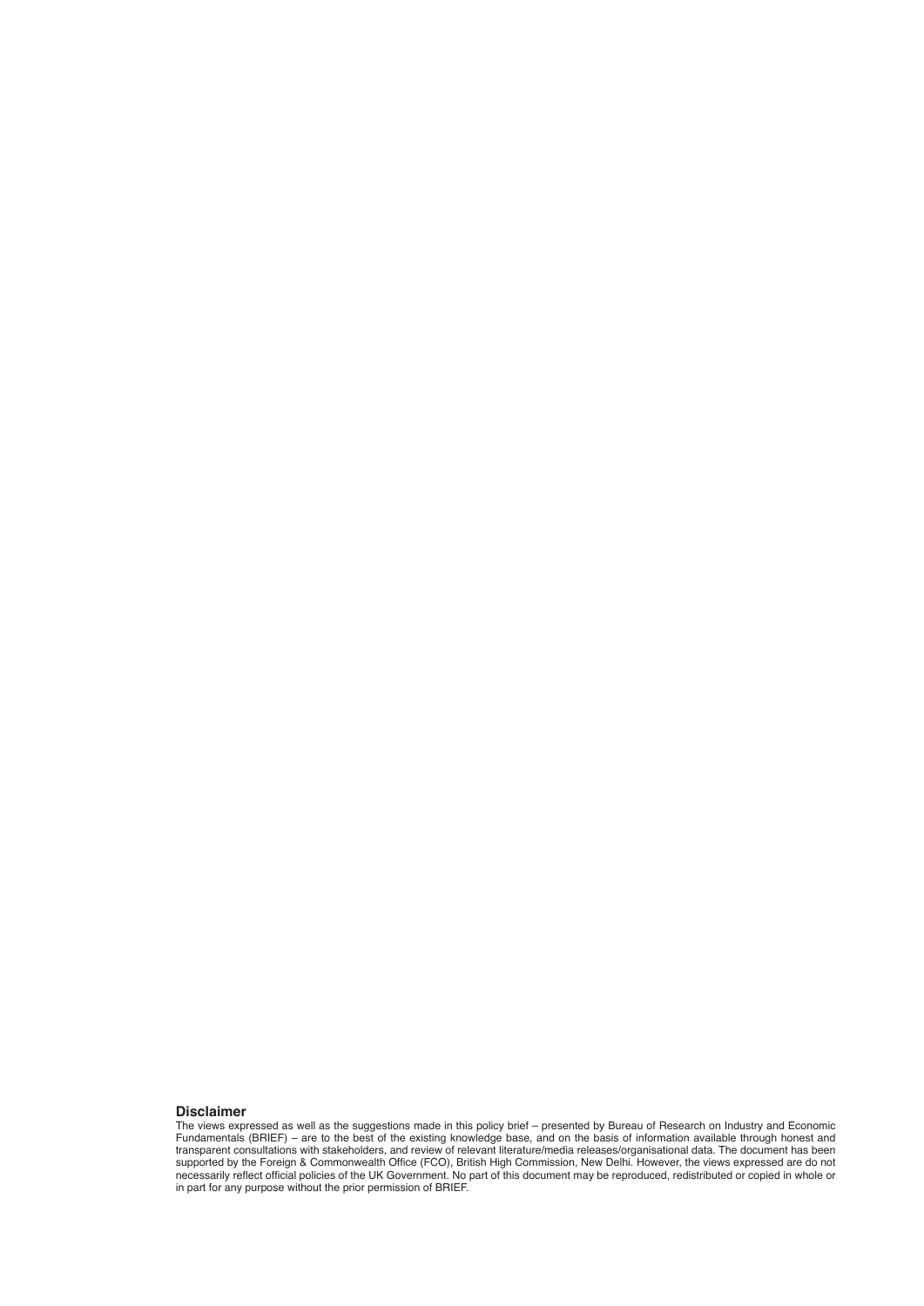**Disclaimer**

The views expressed as well as the suggestions made in this policy brief – presented by Bureau of Research on Industry and Economic Fundamentals (BRIEF) – are to the best of the existing knowledge base, and on the basis of information available through honest and transparent consultations with stakeholders, and review of relevant literature/media releases/organisational data. The document has been supported by the Foreign & Commonwealth Office (FCO), British High Commission, New Delhi. However, the views expressed are do not necessarily reflect official policies of the UK Government. No part of this document may be reproduced, redistributed or copied in whole or in part for any purpose without the prior permission of BRIEF.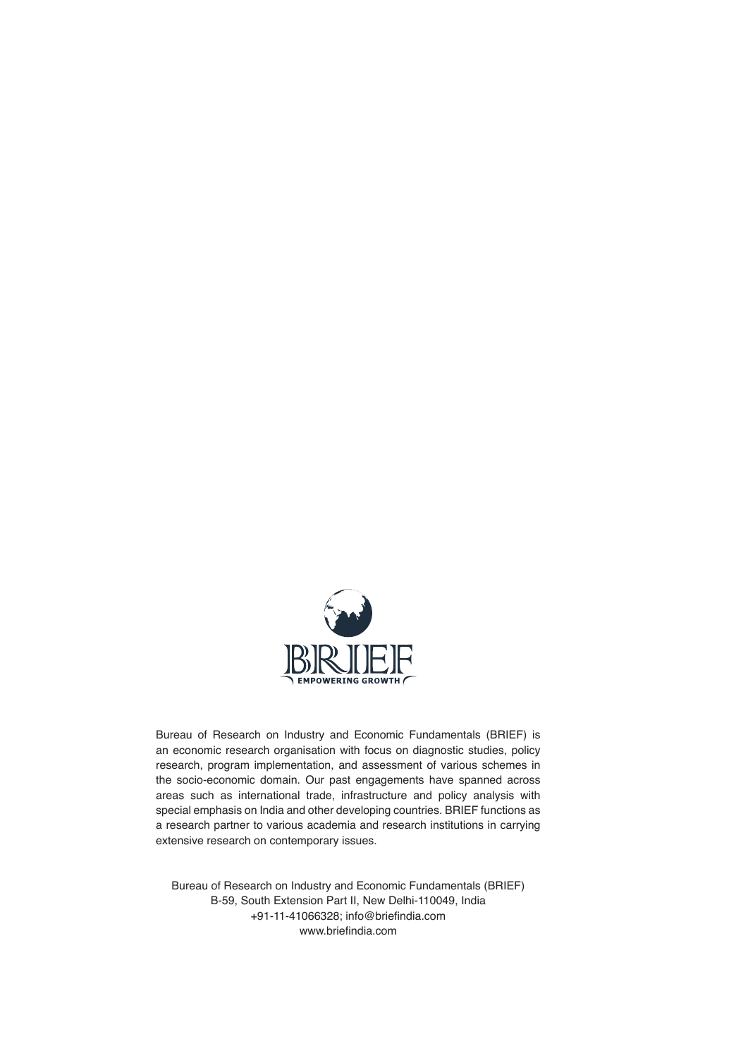BRIEF

EMPOWERING GROWTH

Bureau of Research on Industry and Economic Fundamentals (BRIEF) is an economic research organisation with focus on diagnostic studies, policy research, program implementation, and assessment of various schemes in the socio-economic domain. Our past engagements have spanned across areas such as international trade, infrastructure and policy analysis with special emphasis on India and other developing countries. BRIEF functions as a research partner to various academia and research institutions in carrying extensive research on contemporary issues.

Bureau of Research on Industry and Economic Fundamentals (BRIEF)
B-59, South Extension Part II, New Delhi-110049, India
+91-11-41066328; info@briefindia.com
www.briefindia.com